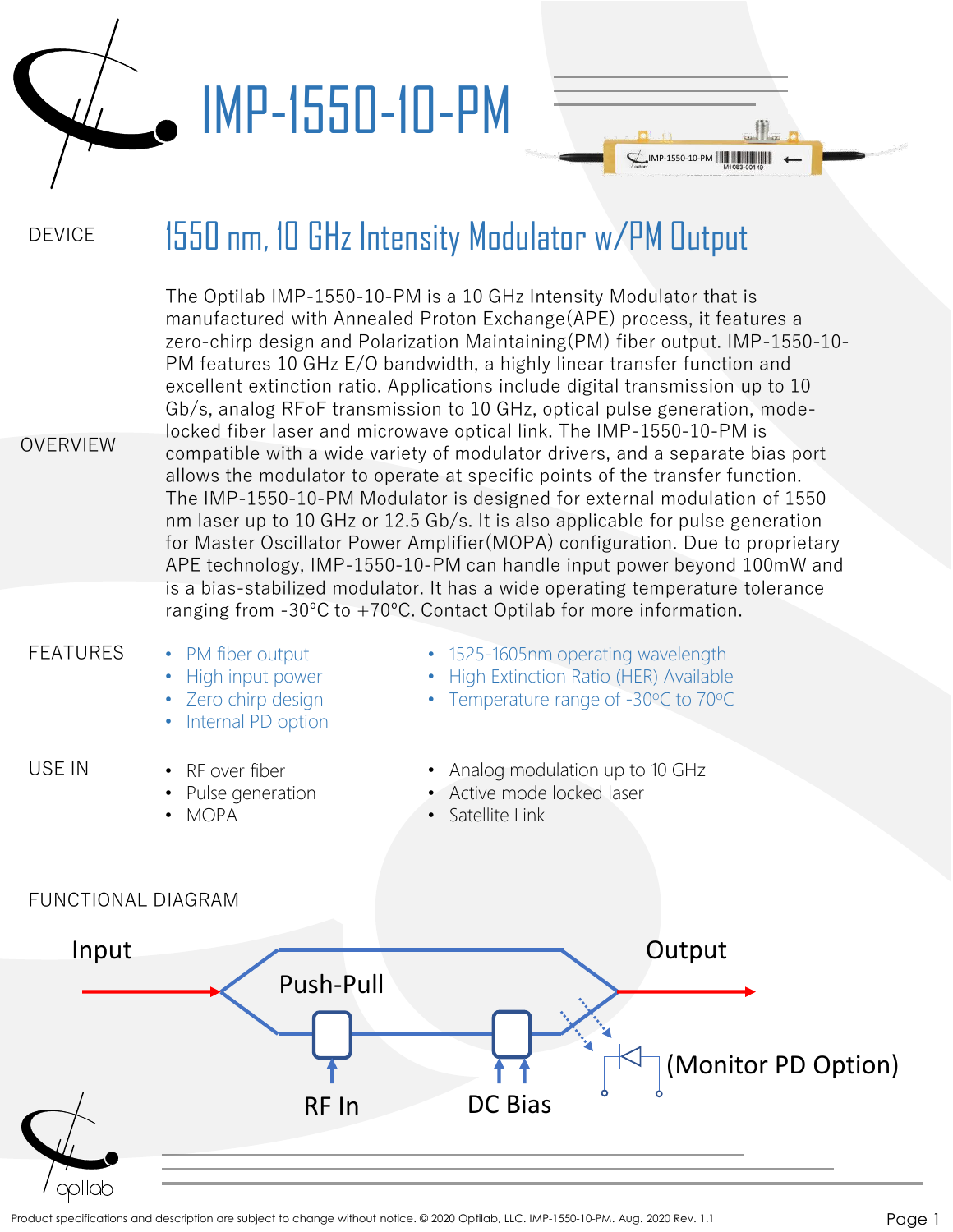# IMP-1550-10-PM

## DEVICE

## 1550 nm, 10 GHz Intensity Modulator w/PM Output

## OVERVIEW

The Optilab IMP-1550-10-PM is a 10 GHz Intensity Modulator that is manufactured with Annealed Proton Exchange(APE) process, it features a zero-chirp design and Polarization Maintaining(PM) fiber output. IMP-1550-10-PM features 10 GHz E/O bandwidth, a highly linear transfer function and excellent extinction ratio. Applications include digital transmission up to 10 Gb/s, analog RFoF transmission to 10 GHz, optical pulse generation, mode-locked fiber laser and microwave optical link. The IMP-1550-10-PM is compatible with a wide variety of modulator drivers, and a separate bias port allows the modulator to operate at specific points of the transfer function. The IMP-1550-10-PM Modulator is designed for external modulation of 1550 nm laser up to 10 GHz or 12.5 Gb/s. It is also applicable for pulse generation for Master Oscillator Power Amplifier(MOPA) configuration. Due to proprietary APE technology, IMP-1550-10-PM can handle input power beyond 100mW and is a bias-stabilized modulator. It has a wide operating temperature tolerance ranging from -30°C to +70°C. Contact Optilab for more information.

## FEATURES

- PM fiber output
- High input power
- Zero chirp design
- Internal PD option
- 1525-1605nm operating wavelength
- High Extinction Ratio (HER) Available
- Temperature range of -30ºC to 70ºC

## USE IN

- RF over fiber
- Pulse generation
- MOPA
- Analog modulation up to 10 GHz
- Active mode locked laser
- Satellite Link

## FUNCTIONAL DIAGRAM

Input

Push-Pull

Output

RF In

DC Bias

(Monitor PD Option)

Product specifications and description are subject to change without notice. © 2020 Optilab, LLC. IMP-1550-10-PM. Aug. 2020 Rev. 1.1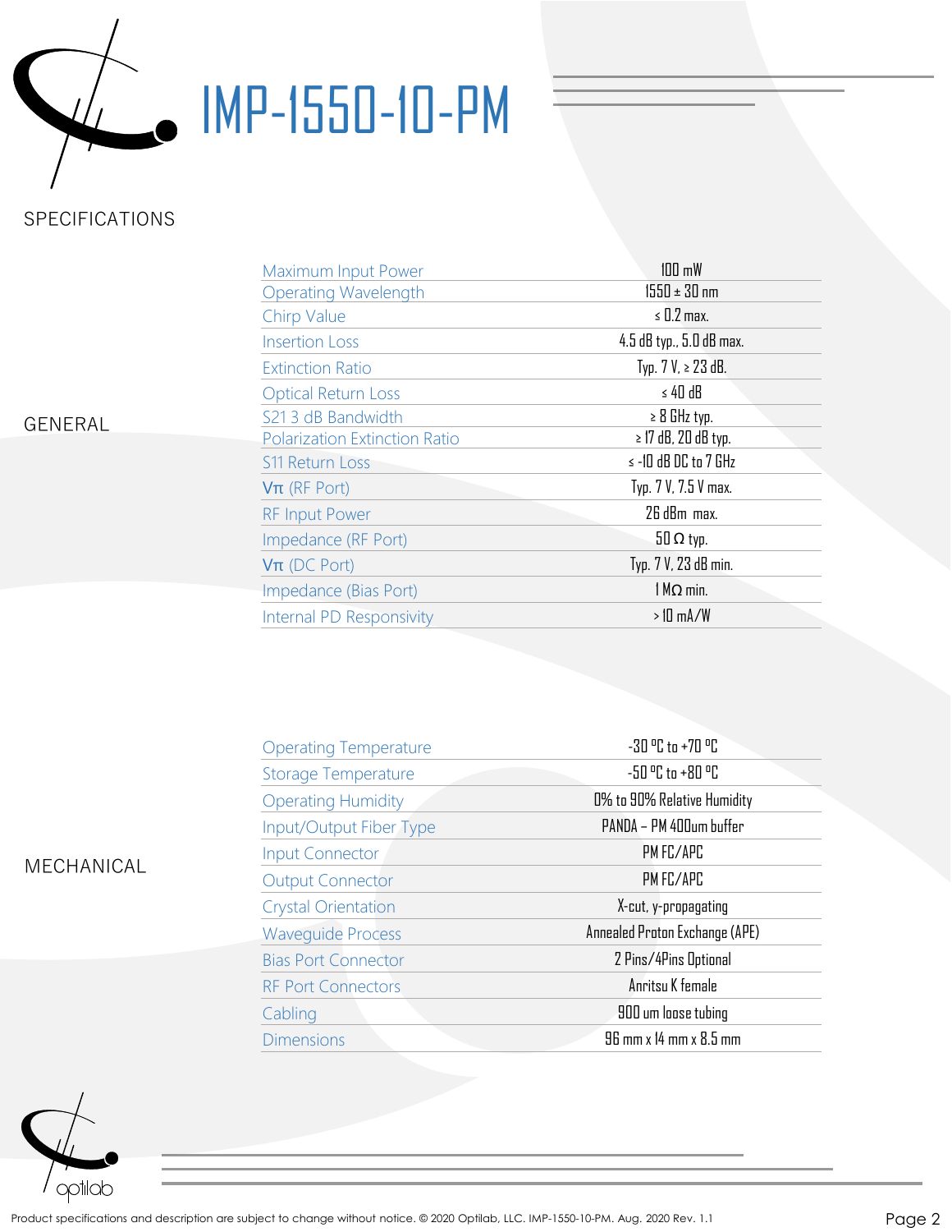# IMP-1550-10-PM

## SPECIFICATIONS

### GENERAL

| Parameter | Value |
|---|---|
| Maximum Input Power | 100 mW |
| Operating Wavelength | 1550 ± 30 nm |
| Chirp Value | ≤ 0.2 max. |
| Insertion Loss | 4.5 dB typ., 5.0 dB max. |
| Extinction Ratio | Typ. 7 V, ≥ 23 dB. |
| Optical Return Loss | ≤ 40 dB |
| S21 3 dB Bandwidth | ≥ 8 GHz typ. |
| Polarization Extinction Ratio | ≥ 17 dB, 20 dB typ. |
| S11 Return Loss | ≤ -10 dB DC to 7 GHz |
| $V\pi$ (RF Port) | Typ. 7 V, 7.5 V max. |
| RF Input Power | 26 dBm max. |
| Impedance (RF Port) | 50 Ω typ. |
| $V\pi$ (DC Port) | Typ. 7 V, 23 dB min. |
| Impedance (Bias Port) | 1 MΩ min. |
| Internal PD Responsivity | > 10 mA/W |

### MECHANICAL

| Parameter | Value |
|---|---|
| Operating Temperature | -30 °C to +70 °C |
| Storage Temperature | -50 °C to +80 °C |
| Operating Humidity | 0% to 90% Relative Humidity |
| Input/Output Fiber Type | PANDA – PM 400um buffer |
| Input Connector | PM FC/APC |
| Output Connector | PM FC/APC |
| Crystal Orientation | X-cut, y-propagating |
| Waveguide Process | Annealed Proton Exchange (APE) |
| Bias Port Connector | 2 Pins/4Pins Optional |
| RF Port Connectors | Anritsu K female |
| Cabling | 900 um loose tubing |
| Dimensions | 96 mm x 14 mm x 8.5 mm |

Product specifications and description are subject to change without notice. © 2020 Optilab, LLC. IMP-1550-10-PM. Aug. 2020 Rev. 1.1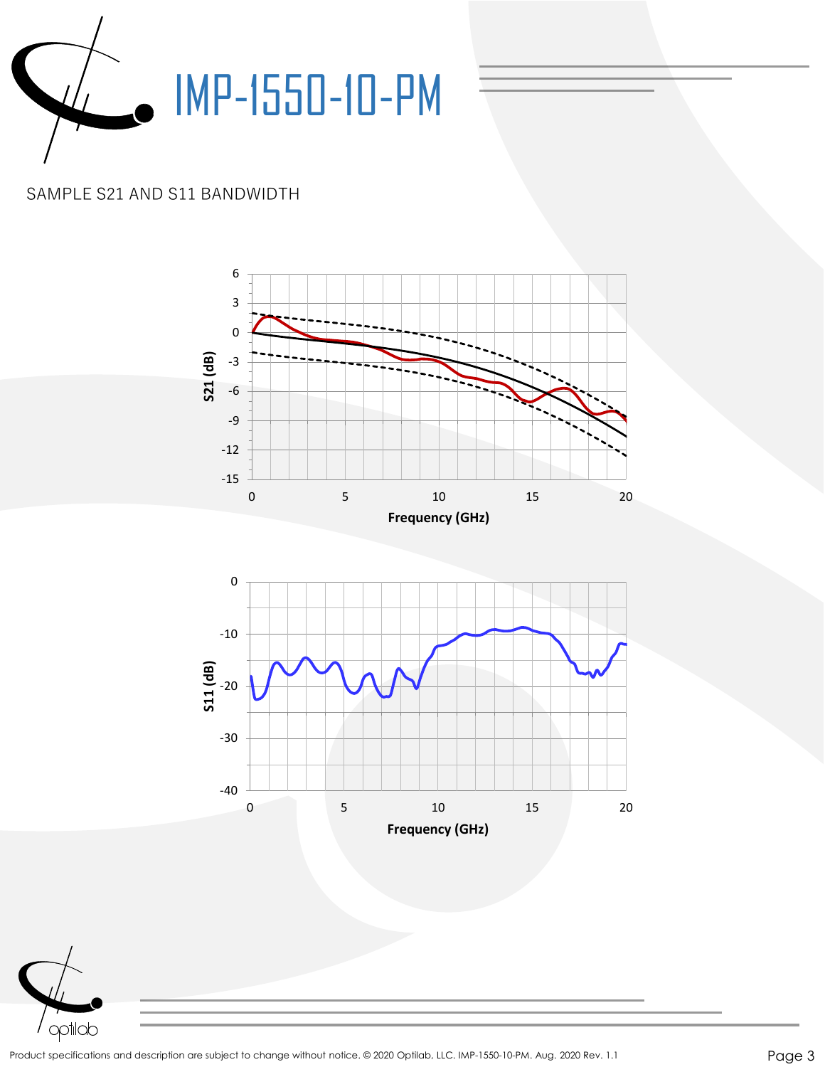# IMP-1550-10-PM

SAMPLE S21 AND S11 BANDWIDTH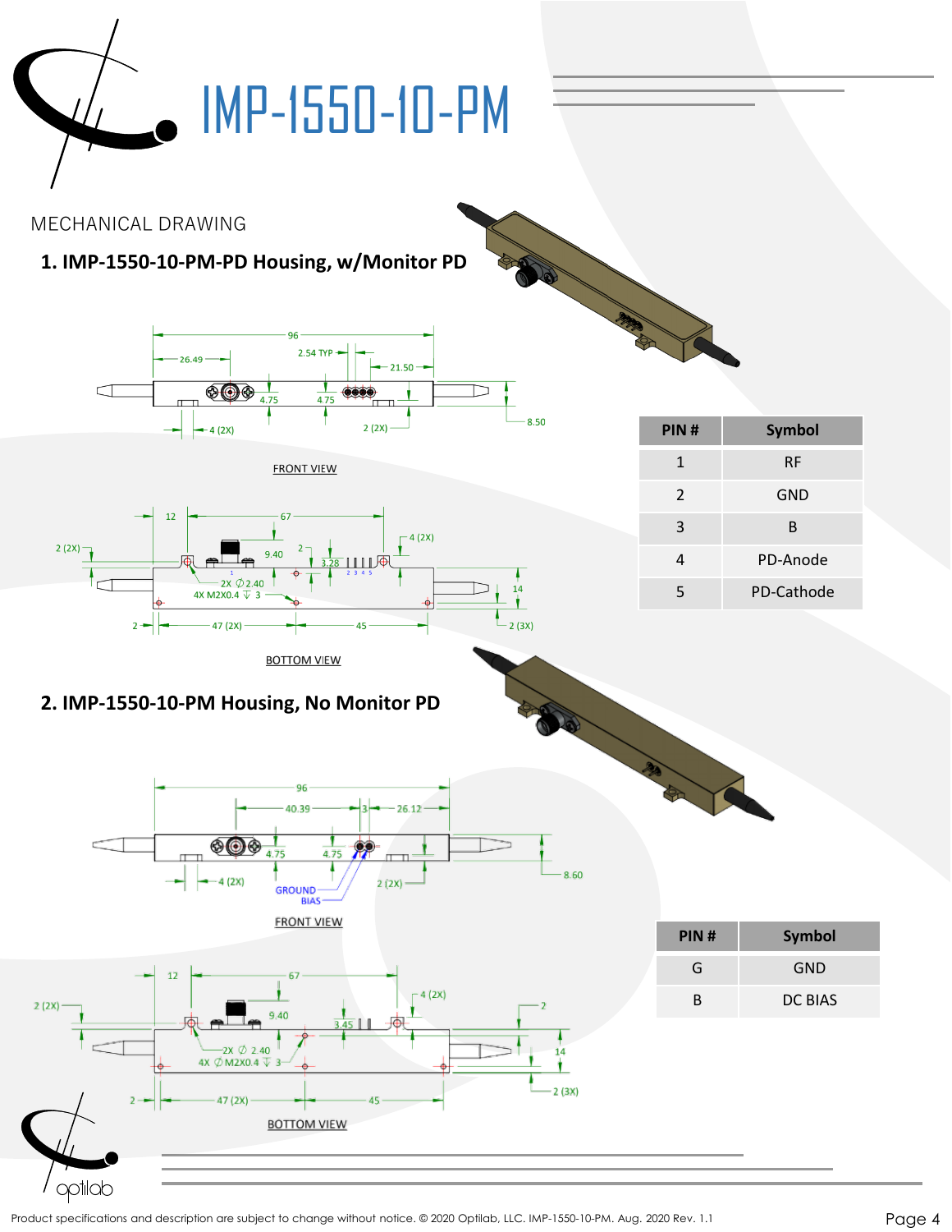# IMP-1550-10-PM

MECHANICAL DRAWING

## 1. IMP-1550-10-PM-PD Housing, w/Monitor PD

FRONT VIEW

BOTTOM VIEW

| PIN # | Symbol |
|---|---|
| 1 | RF |
| 2 | GND |
| 3 | B |
| 4 | PD-Anode |
| 5 | PD-Cathode |

## 2. IMP-1550-10-PM Housing, No Monitor PD

FRONT VIEW

BOTTOM VIEW

| PIN # | Symbol |
|---|---|
| G | GND |
| B | DC BIAS |

Product specifications and description are subject to change without notice. © 2020 Optilab, LLC. IMP-1550-10-PM. Aug. 2020 Rev. 1.1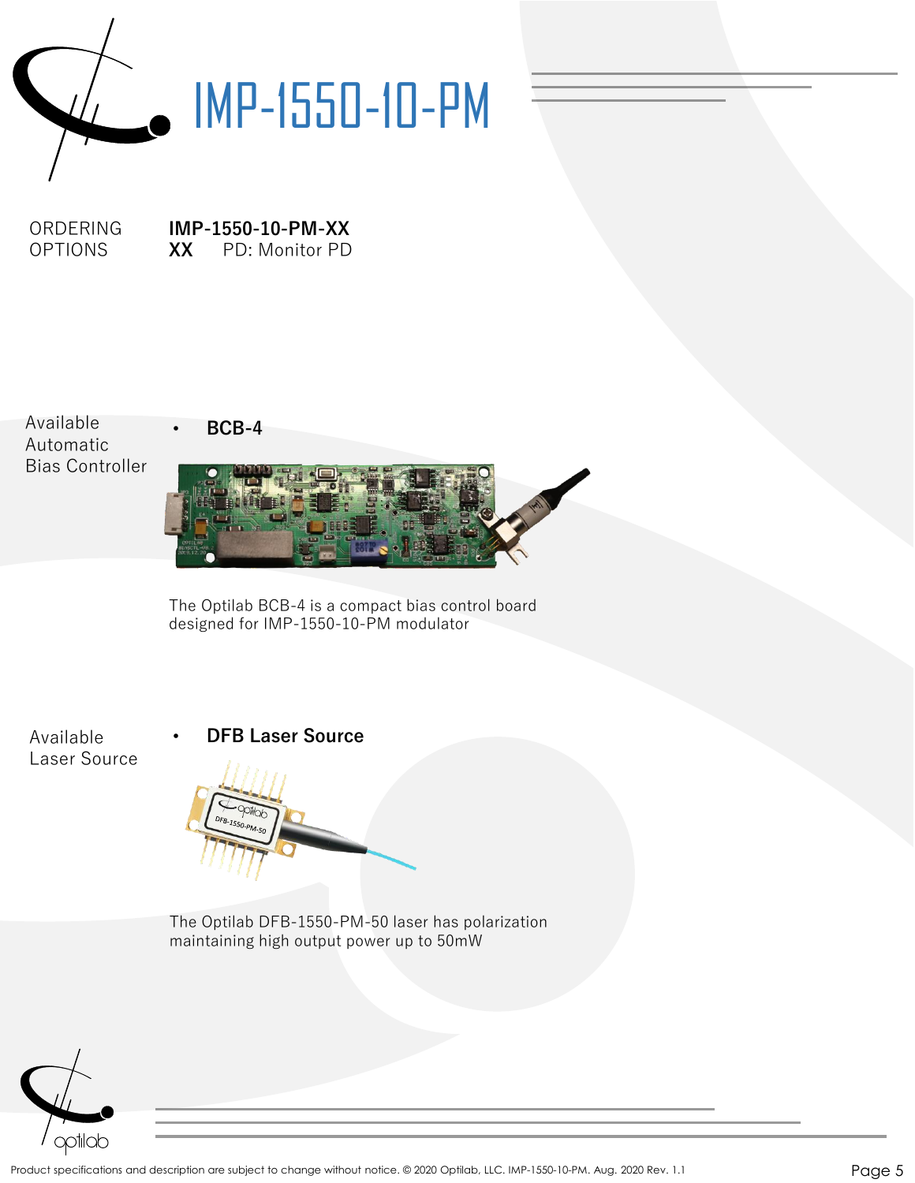# IMP-1550-10-PM

ORDERING OPTIONS

**IMP-1550-10-PM-XX**
**XX** PD: Monitor PD

Available Automatic Bias Controller

- **BCB-4**

The Optilab BCB-4 is a compact bias control board designed for IMP-1550-10-PM modulator

Available Laser Source

- **DFB Laser Source**

The Optilab DFB-1550-PM-50 laser has polarization maintaining high output power up to 50mW

Product specifications and description are subject to change without notice. © 2020 Optilab, LLC. IMP-1550-10-PM. Aug. 2020 Rev. 1.1